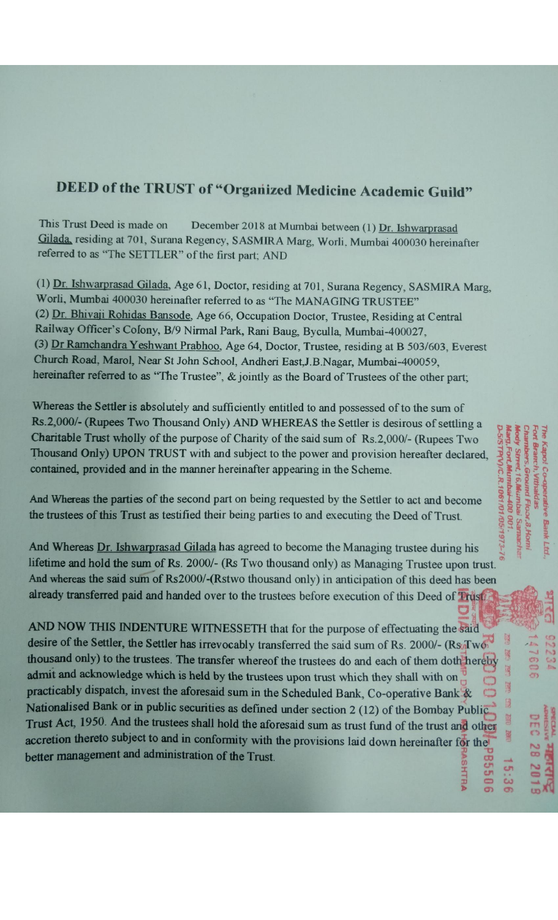# DEED of the TRUST of "Organized Medicine Academic Guild"

This Trust Deed is made on December 2018 at Mumbai between (1) Dr. Ishwarprasad Gilada, residing at 701, Surana Regency, SASMIRA Marg, Worli, Mumbai 400030 hereinafter referred to as "The SETTLER" of the first part; AND

(1) Dr. Ishwarprasad Gilada, Age 61, Doctor, residing at 701, Surana Regency, SASMIRA Marg, Worli, Mumbai 400030 hereinafter referred to as "The MANAGING TRUSTEE"
(2) Dr. Bhivaji Rohidas Bansode, Age 66, Occupation Doctor, Trustee, Residing at Central Railway Officer's Colony, B/9 Nirmal Park, Rani Baug, Byculla, Mumbai-400027,
(3) Dr Ramchandra Yeshwant Prabhoo, Age 64, Doctor, Trustee, residing at B 503/603, Everest Church Road, Marol, Near St John School, Andheri East,J.B.Nagar, Mumbai-400059, hereinafter referred to as "The Trustee", & jointly as the Board of Trustees of the other part;

Whereas the Settler is absolutely and sufficiently entitled to and possessed of to the sum of Rs.2,000/- (Rupees Two Thousand Only) AND WHEREAS the Settler is desirous of settling a Charitable Trust wholly of the purpose of Charity of the said sum of Rs.2,000/- (Rupees Two Thousand Only) UPON TRUST with and subject to the power and provision hereafter declared, contained, provided and in the manner hereinafter appearing in the Scheme.

And Whereas the parties of the second part on being requested by the Settler to act and become the trustees of this Trust as testified their being parties to and executing the Deed of Trust.

And Whereas Dr. Ishwarprasad Gilada has agreed to become the Managing trustee during his lifetime and hold the sum of Rs. 2000/- (Rs Two thousand only) as Managing Trustee upon trust. And whereas the said sum of Rs2000/-(Rstwo thousand only) in anticipation of this deed has been already transferred paid and handed over to the trustees before execution of this Deed of Trust.

AND NOW THIS INDENTURE WITNESSETH that for the purpose of effectuating the said desire of the Settler, the Settler has irrevocably transferred the said sum of Rs. 2000/- (Rs Two thousand only) to the trustees. The transfer whereof the trustees do and each of them doth hereby admit and acknowledge which is held by the trustees upon trust which they shall with on practicably dispatch, invest the aforesaid sum in the Scheduled Bank, Co-operative Bank & Nationalised Bank or in public securities as defined under section 2 (12) of the Bombay Public Trust Act, 1950. And the trustees shall hold the aforesaid sum as trust fund of the trust and other accretion thereto subject to and in conformity with the provisions laid down hereinafter for the better management and administration of the Trust.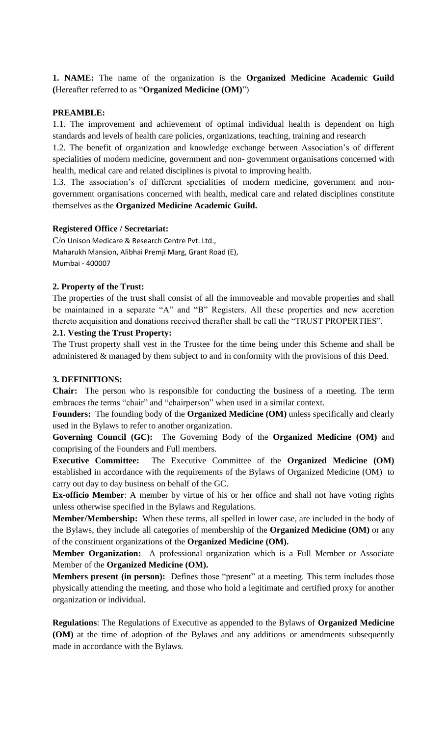**1. NAME:** The name of the organization is the **Organized Medicine Academic Guild (**Hereafter referred to as "**Organized Medicine (OM)**")

**PREAMBLE:**

1.1. The improvement and achievement of optimal individual health is dependent on high standards and levels of health care policies, organizations, teaching, training and research

1.2. The benefit of organization and knowledge exchange between Association's of different specialities of modern medicine, government and non- government organisations concerned with health, medical care and related disciplines is pivotal to improving health.

1.3. The association's of different specialities of modern medicine, government and non-government organisations concerned with health, medical care and related disciplines constitute themselves as the **Organized Medicine Academic Guild.**

**Registered Office / Secretariat:**

C/o Unison Medicare & Research Centre Pvt. Ltd.,
Maharukh Mansion, Alibhai Premji Marg, Grant Road (E),
Mumbai - 400007

**2. Property of the Trust:**

The properties of the trust shall consist of all the immoveable and movable properties and shall be maintained in a separate "A" and "B" Registers. All these properties and new accretion thereto acquisition and donations received therafter shall be call the "TRUST PROPERTIES".

**2.1. Vesting the Trust Property:**

The Trust property shall vest in the Trustee for the time being under this Scheme and shall be administered & managed by them subject to and in conformity with the provisions of this Deed.

**3. DEFINITIONS:**

**Chair:** The person who is responsible for conducting the business of a meeting. The term embraces the terms "chair" and "chairperson" when used in a similar context.

**Founders:** The founding body of the **Organized Medicine (OM)** unless specifically and clearly used in the Bylaws to refer to another organization.

**Governing Council (GC):** The Governing Body of the **Organized Medicine (OM)** and comprising of the Founders and Full members.

**Executive Committee:** The Executive Committee of the **Organized Medicine (OM)** established in accordance with the requirements of the Bylaws of Organized Medicine (OM) to carry out day to day business on behalf of the GC.

**Ex-officio Member**: A member by virtue of his or her office and shall not have voting rights unless otherwise specified in the Bylaws and Regulations.

**Member/Membership:** When these terms, all spelled in lower case, are included in the body of the Bylaws, they include all categories of membership of the **Organized Medicine (OM)** or any of the constituent organizations of the **Organized Medicine (OM).**

**Member Organization:** A professional organization which is a Full Member or Associate Member of the **Organized Medicine (OM).**

**Members present (in person):** Defines those "present" at a meeting. This term includes those physically attending the meeting, and those who hold a legitimate and certified proxy for another organization or individual.

**Regulations**: The Regulations of Executive as appended to the Bylaws of **Organized Medicine (OM)** at the time of adoption of the Bylaws and any additions or amendments subsequently made in accordance with the Bylaws.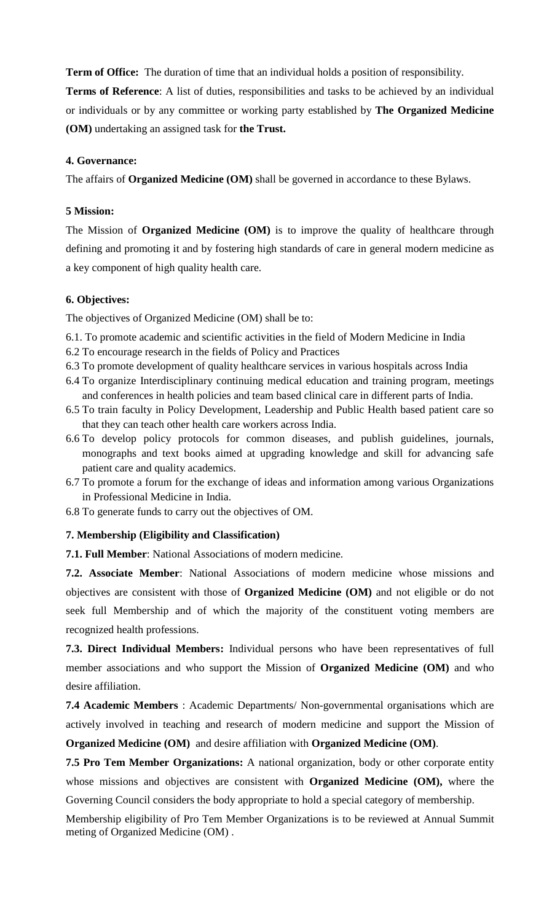**Term of Office:** The duration of time that an individual holds a position of responsibility.

**Terms of Reference**: A list of duties, responsibilities and tasks to be achieved by an individual or individuals or by any committee or working party established by **The Organized Medicine (OM)** undertaking an assigned task for **the Trust.**

**4. Governance:**

The affairs of **Organized Medicine (OM)** shall be governed in accordance to these Bylaws.

**5 Mission:**

The Mission of **Organized Medicine (OM)** is to improve the quality of healthcare through defining and promoting it and by fostering high standards of care in general modern medicine as a key component of high quality health care.

**6. Objectives:**

The objectives of Organized Medicine (OM) shall be to:

6.1. To promote academic and scientific activities in the field of Modern Medicine in India

6.2 To encourage research in the fields of Policy and Practices

6.3 To promote development of quality healthcare services in various hospitals across India

6.4 To organize Interdisciplinary continuing medical education and training program, meetings and conferences in health policies and team based clinical care in different parts of India.

6.5 To train faculty in Policy Development, Leadership and Public Health based patient care so that they can teach other health care workers across India.

6.6 To develop policy protocols for common diseases, and publish guidelines, journals, monographs and text books aimed at upgrading knowledge and skill for advancing safe patient care and quality academics.

6.7 To promote a forum for the exchange of ideas and information among various Organizations in Professional Medicine in India.

6.8 To generate funds to carry out the objectives of OM.

**7. Membership (Eligibility and Classification)**

**7.1. Full Member**: National Associations of modern medicine.

**7.2. Associate Member**: National Associations of modern medicine whose missions and objectives are consistent with those of **Organized Medicine (OM)** and not eligible or do not seek full Membership and of which the majority of the constituent voting members are recognized health professions.

**7.3. Direct Individual Members:** Individual persons who have been representatives of full member associations and who support the Mission of **Organized Medicine (OM)** and who desire affiliation.

**7.4 Academic Members** : Academic Departments/ Non-governmental organisations which are actively involved in teaching and research of modern medicine and support the Mission of **Organized Medicine (OM)** and desire affiliation with **Organized Medicine (OM)**.

**7.5 Pro Tem Member Organizations:** A national organization, body or other corporate entity whose missions and objectives are consistent with **Organized Medicine (OM),** where the Governing Council considers the body appropriate to hold a special category of membership.

Membership eligibility of Pro Tem Member Organizations is to be reviewed at Annual Summit meting of Organized Medicine (OM) .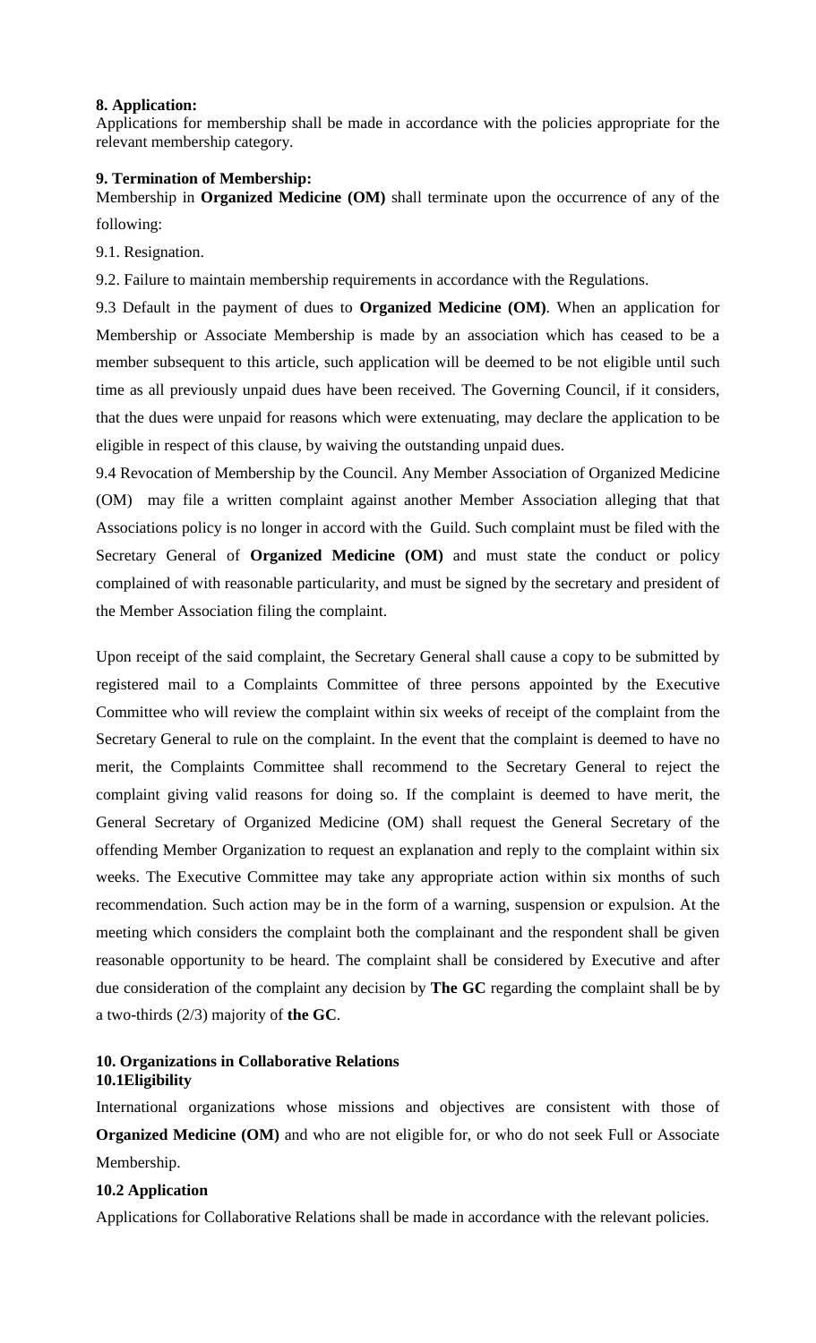**8. Application:**

Applications for membership shall be made in accordance with the policies appropriate for the relevant membership category.

**9. Termination of Membership:**

Membership in **Organized Medicine (OM)** shall terminate upon the occurrence of any of the following:

9.1. Resignation.

9.2. Failure to maintain membership requirements in accordance with the Regulations.

9.3 Default in the payment of dues to **Organized Medicine (OM)**. When an application for Membership or Associate Membership is made by an association which has ceased to be a member subsequent to this article, such application will be deemed to be not eligible until such time as all previously unpaid dues have been received. The Governing Council, if it considers, that the dues were unpaid for reasons which were extenuating, may declare the application to be eligible in respect of this clause, by waiving the outstanding unpaid dues.

9.4 Revocation of Membership by the Council. Any Member Association of Organized Medicine (OM) may file a written complaint against another Member Association alleging that that Associations policy is no longer in accord with the Guild. Such complaint must be filed with the Secretary General of **Organized Medicine (OM)** and must state the conduct or policy complained of with reasonable particularity, and must be signed by the secretary and president of the Member Association filing the complaint.

Upon receipt of the said complaint, the Secretary General shall cause a copy to be submitted by registered mail to a Complaints Committee of three persons appointed by the Executive Committee who will review the complaint within six weeks of receipt of the complaint from the Secretary General to rule on the complaint. In the event that the complaint is deemed to have no merit, the Complaints Committee shall recommend to the Secretary General to reject the complaint giving valid reasons for doing so. If the complaint is deemed to have merit, the General Secretary of Organized Medicine (OM) shall request the General Secretary of the offending Member Organization to request an explanation and reply to the complaint within six weeks. The Executive Committee may take any appropriate action within six months of such recommendation. Such action may be in the form of a warning, suspension or expulsion. At the meeting which considers the complaint both the complainant and the respondent shall be given reasonable opportunity to be heard. The complaint shall be considered by Executive and after due consideration of the complaint any decision by **The GC** regarding the complaint shall be by a two-thirds (2/3) majority of **the GC**.

**10. Organizations in Collaborative Relations**

**10.1Eligibility**

International organizations whose missions and objectives are consistent with those of **Organized Medicine (OM)** and who are not eligible for, or who do not seek Full or Associate Membership.

**10.2 Application**

Applications for Collaborative Relations shall be made in accordance with the relevant policies.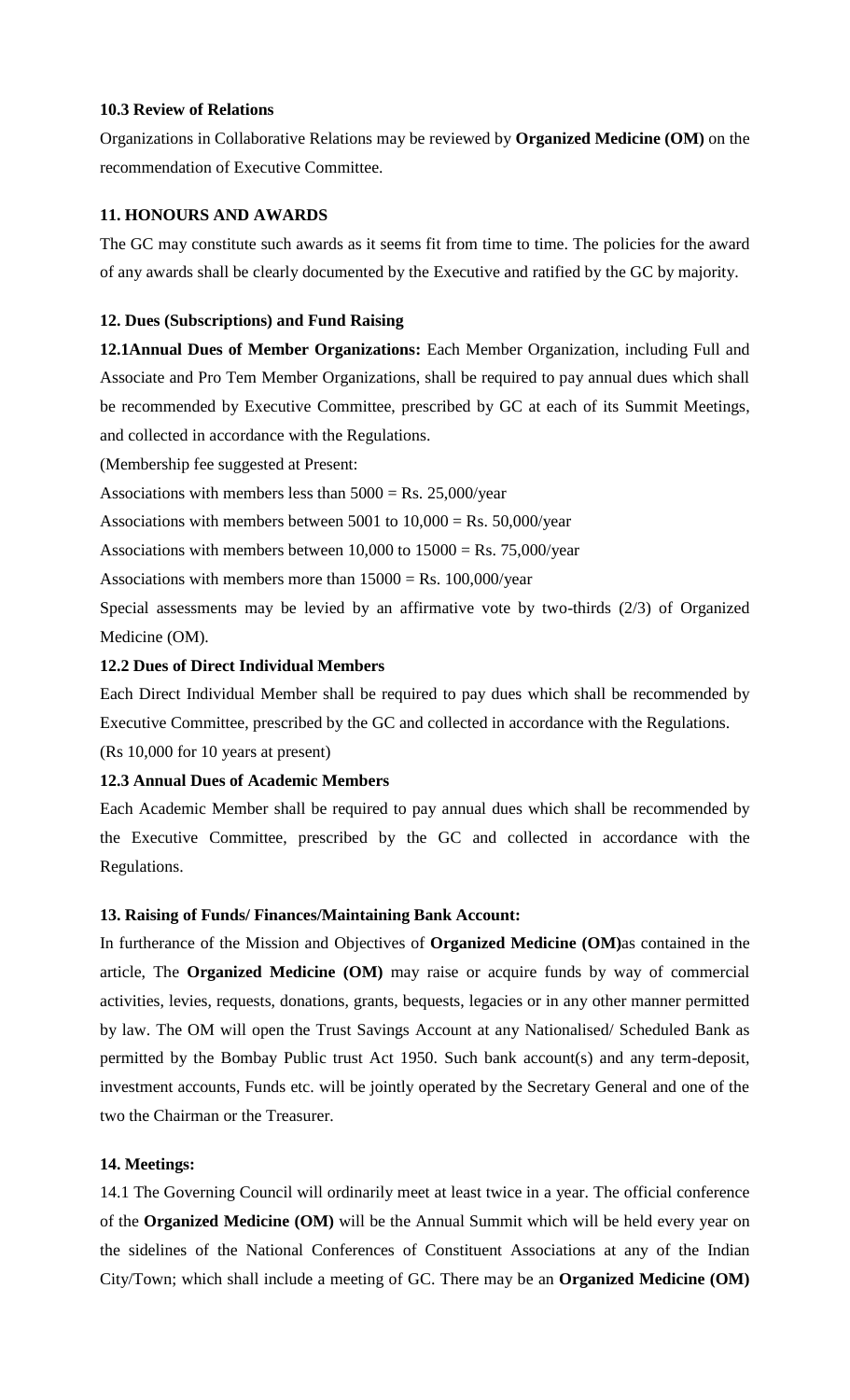### 10.3 Review of Relations

Organizations in Collaborative Relations may be reviewed by **Organized Medicine (OM)** on the recommendation of Executive Committee.

### 11. HONOURS AND AWARDS

The GC may constitute such awards as it seems fit from time to time. The policies for the award of any awards shall be clearly documented by the Executive and ratified by the GC by majority.

### 12. Dues (Subscriptions) and Fund Raising

**12.1Annual Dues of Member Organizations:** Each Member Organization, including Full and Associate and Pro Tem Member Organizations, shall be required to pay annual dues which shall be recommended by Executive Committee, prescribed by GC at each of its Summit Meetings, and collected in accordance with the Regulations.

(Membership fee suggested at Present:

Associations with members less than 5000 = Rs. 25,000/year

Associations with members between 5001 to 10,000 = Rs. 50,000/year

Associations with members between 10,000 to 15000 = Rs. 75,000/year

Associations with members more than 15000 = Rs. 100,000/year

Special assessments may be levied by an affirmative vote by two-thirds (2/3) of Organized Medicine (OM).

**12.2 Dues of Direct Individual Members**

Each Direct Individual Member shall be required to pay dues which shall be recommended by Executive Committee, prescribed by the GC and collected in accordance with the Regulations.

(Rs 10,000 for 10 years at present)

**12.3 Annual Dues of Academic Members**

Each Academic Member shall be required to pay annual dues which shall be recommended by the Executive Committee, prescribed by the GC and collected in accordance with the Regulations.

### 13. Raising of Funds/ Finances/Maintaining Bank Account:

In furtherance of the Mission and Objectives of **Organized Medicine (OM)**as contained in the article, The **Organized Medicine (OM)** may raise or acquire funds by way of commercial activities, levies, requests, donations, grants, bequests, legacies or in any other manner permitted by law. The OM will open the Trust Savings Account at any Nationalised/ Scheduled Bank as permitted by the Bombay Public trust Act 1950. Such bank account(s) and any term-deposit, investment accounts, Funds etc. will be jointly operated by the Secretary General and one of the two the Chairman or the Treasurer.

### 14. Meetings:

14.1 The Governing Council will ordinarily meet at least twice in a year. The official conference of the **Organized Medicine (OM)** will be the Annual Summit which will be held every year on the sidelines of the National Conferences of Constituent Associations at any of the Indian City/Town; which shall include a meeting of GC. There may be an **Organized Medicine (OM)**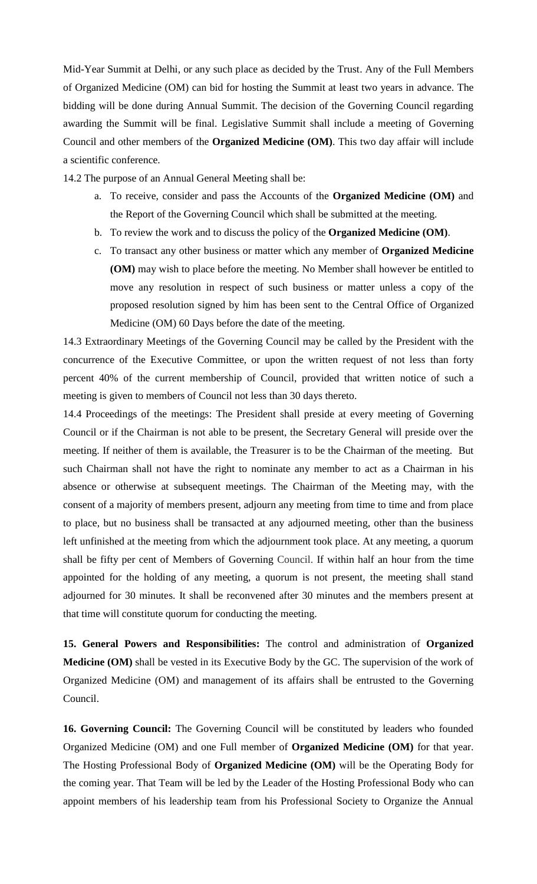Mid-Year Summit at Delhi, or any such place as decided by the Trust. Any of the Full Members of Organized Medicine (OM) can bid for hosting the Summit at least two years in advance. The bidding will be done during Annual Summit. The decision of the Governing Council regarding awarding the Summit will be final. Legislative Summit shall include a meeting of Governing Council and other members of the **Organized Medicine (OM)**. This two day affair will include a scientific conference.

14.2 The purpose of an Annual General Meeting shall be:

a. To receive, consider and pass the Accounts of the **Organized Medicine (OM)** and the Report of the Governing Council which shall be submitted at the meeting.
b. To review the work and to discuss the policy of the **Organized Medicine (OM)**.
c. To transact any other business or matter which any member of **Organized Medicine (OM)** may wish to place before the meeting. No Member shall however be entitled to move any resolution in respect of such business or matter unless a copy of the proposed resolution signed by him has been sent to the Central Office of Organized Medicine (OM) 60 Days before the date of the meeting.

14.3 Extraordinary Meetings of the Governing Council may be called by the President with the concurrence of the Executive Committee, or upon the written request of not less than forty percent 40% of the current membership of Council, provided that written notice of such a meeting is given to members of Council not less than 30 days thereto.

14.4 Proceedings of the meetings: The President shall preside at every meeting of Governing Council or if the Chairman is not able to be present, the Secretary General will preside over the meeting. If neither of them is available, the Treasurer is to be the Chairman of the meeting. But such Chairman shall not have the right to nominate any member to act as a Chairman in his absence or otherwise at subsequent meetings. The Chairman of the Meeting may, with the consent of a majority of members present, adjourn any meeting from time to time and from place to place, but no business shall be transacted at any adjourned meeting, other than the business left unfinished at the meeting from which the adjournment took place. At any meeting, a quorum shall be fifty per cent of Members of Governing Council. If within half an hour from the time appointed for the holding of any meeting, a quorum is not present, the meeting shall stand adjourned for 30 minutes. It shall be reconvened after 30 minutes and the members present at that time will constitute quorum for conducting the meeting.

**15. General Powers and Responsibilities:** The control and administration of **Organized Medicine (OM)** shall be vested in its Executive Body by the GC. The supervision of the work of Organized Medicine (OM) and management of its affairs shall be entrusted to the Governing Council.

**16. Governing Council:** The Governing Council will be constituted by leaders who founded Organized Medicine (OM) and one Full member of **Organized Medicine (OM)** for that year. The Hosting Professional Body of **Organized Medicine (OM)** will be the Operating Body for the coming year. That Team will be led by the Leader of the Hosting Professional Body who can appoint members of his leadership team from his Professional Society to Organize the Annual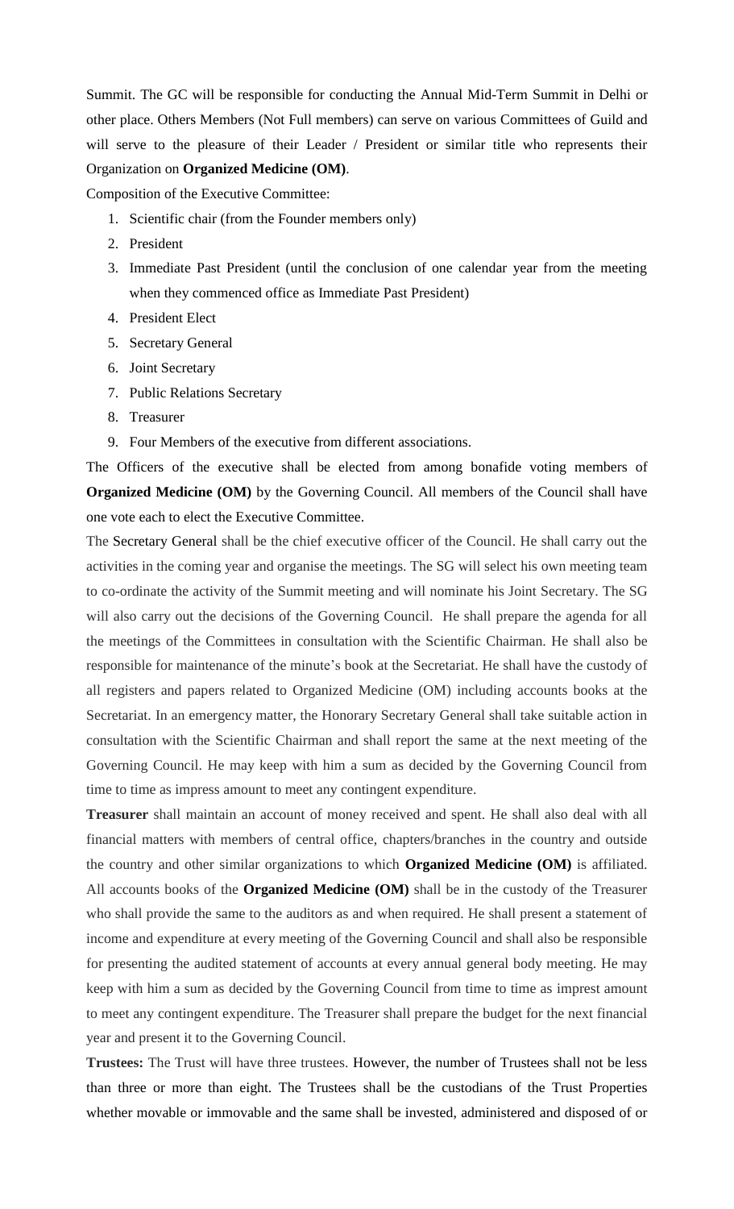Summit. The GC will be responsible for conducting the Annual Mid-Term Summit in Delhi or other place. Others Members (Not Full members) can serve on various Committees of Guild and will serve to the pleasure of their Leader / President or similar title who represents their Organization on **Organized Medicine (OM)**.

Composition of the Executive Committee:

1. Scientific chair (from the Founder members only)
2. President
3. Immediate Past President (until the conclusion of one calendar year from the meeting when they commenced office as Immediate Past President)
4. President Elect
5. Secretary General
6. Joint Secretary
7. Public Relations Secretary
8. Treasurer
9. Four Members of the executive from different associations.

The Officers of the executive shall be elected from among bonafide voting members of **Organized Medicine (OM)** by the Governing Council. All members of the Council shall have one vote each to elect the Executive Committee.

The Secretary General shall be the chief executive officer of the Council. He shall carry out the activities in the coming year and organise the meetings. The SG will select his own meeting team to co-ordinate the activity of the Summit meeting and will nominate his Joint Secretary. The SG will also carry out the decisions of the Governing Council. He shall prepare the agenda for all the meetings of the Committees in consultation with the Scientific Chairman. He shall also be responsible for maintenance of the minute's book at the Secretariat. He shall have the custody of all registers and papers related to Organized Medicine (OM) including accounts books at the Secretariat. In an emergency matter, the Honorary Secretary General shall take suitable action in consultation with the Scientific Chairman and shall report the same at the next meeting of the Governing Council. He may keep with him a sum as decided by the Governing Council from time to time as impress amount to meet any contingent expenditure.

**Treasurer** shall maintain an account of money received and spent. He shall also deal with all financial matters with members of central office, chapters/branches in the country and outside the country and other similar organizations to which **Organized Medicine (OM)** is affiliated. All accounts books of the **Organized Medicine (OM)** shall be in the custody of the Treasurer who shall provide the same to the auditors as and when required. He shall present a statement of income and expenditure at every meeting of the Governing Council and shall also be responsible for presenting the audited statement of accounts at every annual general body meeting. He may keep with him a sum as decided by the Governing Council from time to time as imprest amount to meet any contingent expenditure. The Treasurer shall prepare the budget for the next financial year and present it to the Governing Council.

**Trustees:** The Trust will have three trustees. However, the number of Trustees shall not be less than three or more than eight. The Trustees shall be the custodians of the Trust Properties whether movable or immovable and the same shall be invested, administered and disposed of or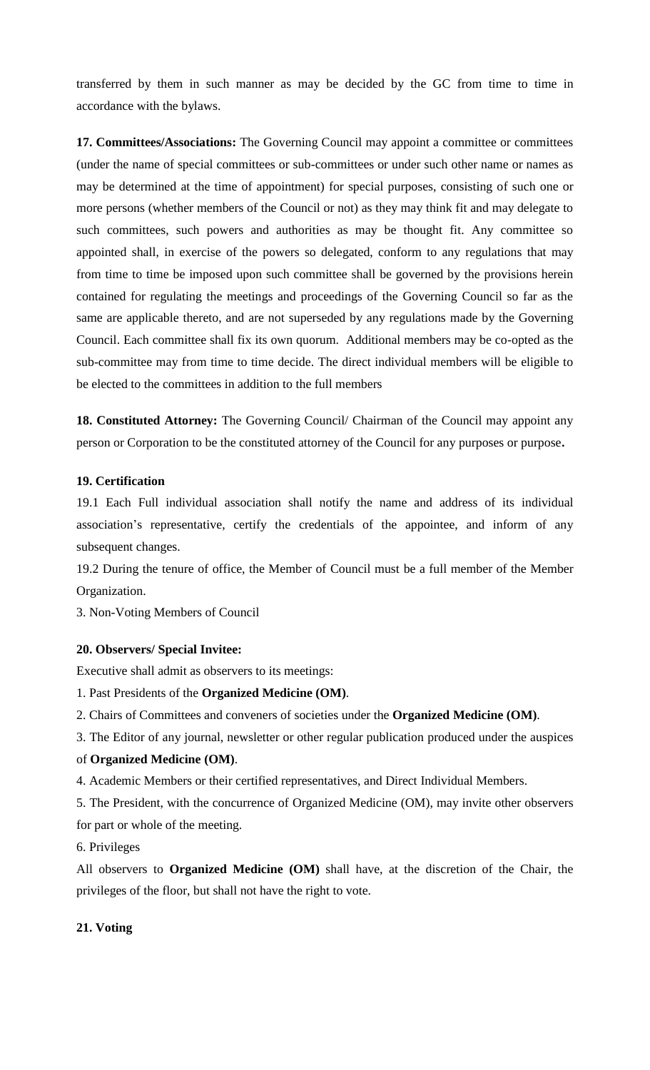transferred by them in such manner as may be decided by the GC from time to time in accordance with the bylaws.

**17. Committees/Associations:** The Governing Council may appoint a committee or committees (under the name of special committees or sub-committees or under such other name or names as may be determined at the time of appointment) for special purposes, consisting of such one or more persons (whether members of the Council or not) as they may think fit and may delegate to such committees, such powers and authorities as may be thought fit. Any committee so appointed shall, in exercise of the powers so delegated, conform to any regulations that may from time to time be imposed upon such committee shall be governed by the provisions herein contained for regulating the meetings and proceedings of the Governing Council so far as the same are applicable thereto, and are not superseded by any regulations made by the Governing Council. Each committee shall fix its own quorum. Additional members may be co-opted as the sub-committee may from time to time decide. The direct individual members will be eligible to be elected to the committees in addition to the full members

**18. Constituted Attorney:** The Governing Council/ Chairman of the Council may appoint any person or Corporation to be the constituted attorney of the Council for any purposes or purpose**.**

**19. Certification**

19.1 Each Full individual association shall notify the name and address of its individual association's representative, certify the credentials of the appointee, and inform of any subsequent changes.

19.2 During the tenure of office, the Member of Council must be a full member of the Member Organization.

3. Non-Voting Members of Council

**20. Observers/ Special Invitee:**

Executive shall admit as observers to its meetings:

1. Past Presidents of the **Organized Medicine (OM)**.
2. Chairs of Committees and conveners of societies under the **Organized Medicine (OM)**.
3. The Editor of any journal, newsletter or other regular publication produced under the auspices of **Organized Medicine (OM)**.
4. Academic Members or their certified representatives, and Direct Individual Members.
5. The President, with the concurrence of Organized Medicine (OM), may invite other observers for part or whole of the meeting.
6. Privileges

All observers to **Organized Medicine (OM)** shall have, at the discretion of the Chair, the privileges of the floor, but shall not have the right to vote.

**21. Voting**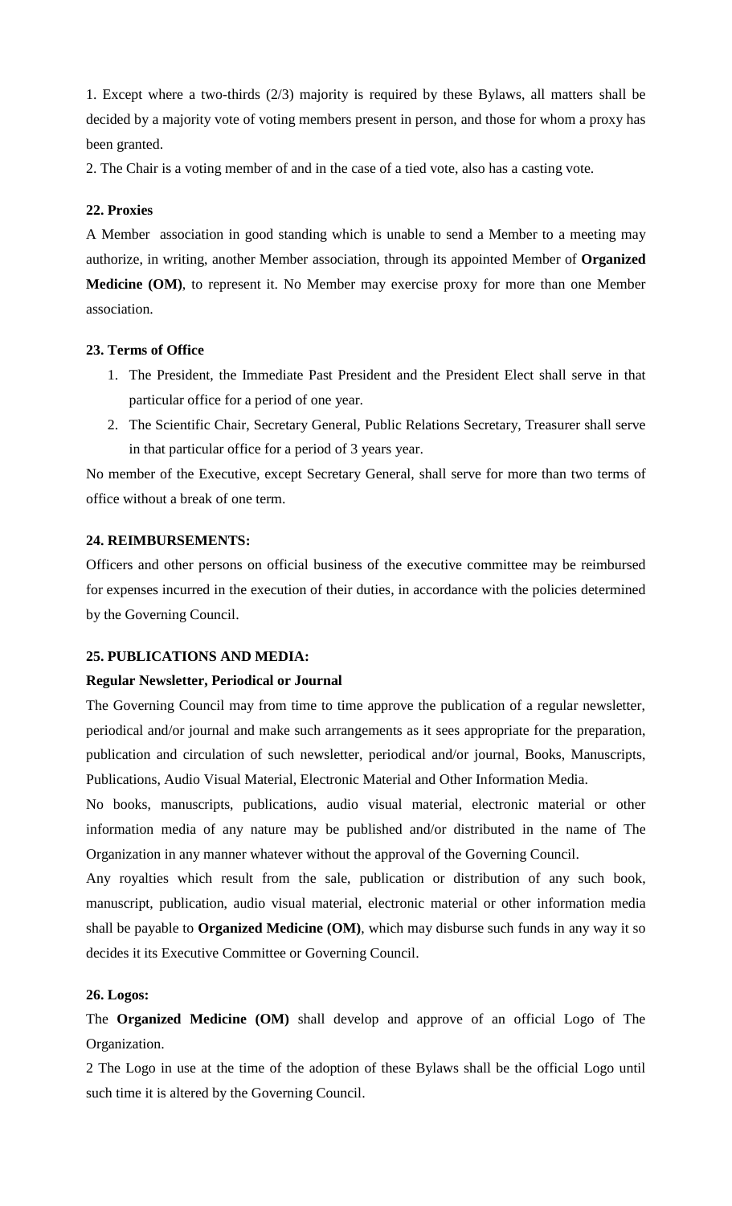1. Except where a two-thirds (2/3) majority is required by these Bylaws, all matters shall be decided by a majority vote of voting members present in person, and those for whom a proxy has been granted.

2. The Chair is a voting member of and in the case of a tied vote, also has a casting vote.

**22. Proxies**

A Member association in good standing which is unable to send a Member to a meeting may authorize, in writing, another Member association, through its appointed Member of **Organized Medicine (OM)**, to represent it. No Member may exercise proxy for more than one Member association.

**23. Terms of Office**

1. The President, the Immediate Past President and the President Elect shall serve in that particular office for a period of one year.
2. The Scientific Chair, Secretary General, Public Relations Secretary, Treasurer shall serve in that particular office for a period of 3 years year.

No member of the Executive, except Secretary General, shall serve for more than two terms of office without a break of one term.

**24. REIMBURSEMENTS:**

Officers and other persons on official business of the executive committee may be reimbursed for expenses incurred in the execution of their duties, in accordance with the policies determined by the Governing Council.

**25. PUBLICATIONS AND MEDIA:**

**Regular Newsletter, Periodical or Journal**

The Governing Council may from time to time approve the publication of a regular newsletter, periodical and/or journal and make such arrangements as it sees appropriate for the preparation, publication and circulation of such newsletter, periodical and/or journal, Books, Manuscripts, Publications, Audio Visual Material, Electronic Material and Other Information Media.

No books, manuscripts, publications, audio visual material, electronic material or other information media of any nature may be published and/or distributed in the name of The Organization in any manner whatever without the approval of the Governing Council.

Any royalties which result from the sale, publication or distribution of any such book, manuscript, publication, audio visual material, electronic material or other information media shall be payable to **Organized Medicine (OM)**, which may disburse such funds in any way it so decides it its Executive Committee or Governing Council.

**26. Logos:**

The **Organized Medicine (OM)** shall develop and approve of an official Logo of The Organization.

2 The Logo in use at the time of the adoption of these Bylaws shall be the official Logo until such time it is altered by the Governing Council.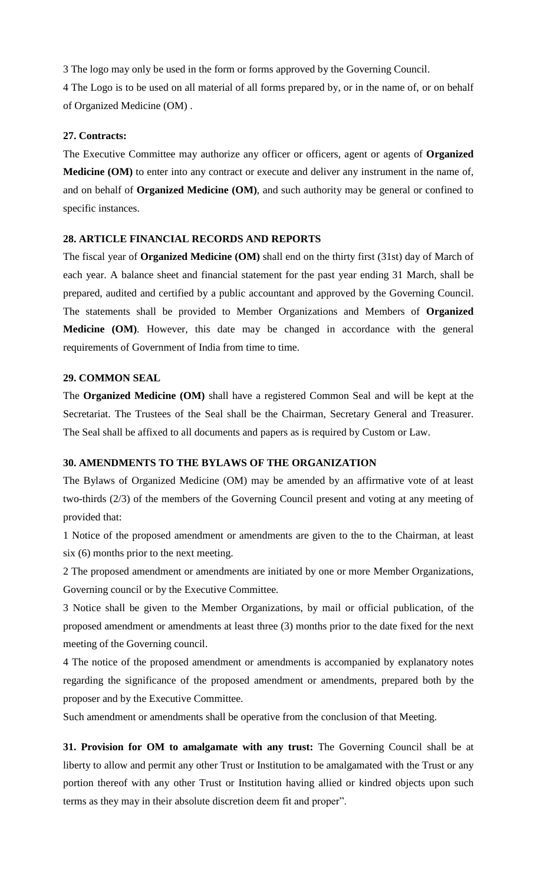3 The logo may only be used in the form or forms approved by the Governing Council.

4 The Logo is to be used on all material of all forms prepared by, or in the name of, or on behalf of Organized Medicine (OM) .

**27. Contracts:**

The Executive Committee may authorize any officer or officers, agent or agents of **Organized Medicine (OM)** to enter into any contract or execute and deliver any instrument in the name of, and on behalf of **Organized Medicine (OM)**, and such authority may be general or confined to specific instances.

**28. ARTICLE FINANCIAL RECORDS AND REPORTS**

The fiscal year of **Organized Medicine (OM)** shall end on the thirty first (31st) day of March of each year. A balance sheet and financial statement for the past year ending 31 March, shall be prepared, audited and certified by a public accountant and approved by the Governing Council. The statements shall be provided to Member Organizations and Members of **Organized Medicine (OM)**. However, this date may be changed in accordance with the general requirements of Government of India from time to time.

**29. COMMON SEAL**

The **Organized Medicine (OM)** shall have a registered Common Seal and will be kept at the Secretariat. The Trustees of the Seal shall be the Chairman, Secretary General and Treasurer. The Seal shall be affixed to all documents and papers as is required by Custom or Law.

**30. AMENDMENTS TO THE BYLAWS OF THE ORGANIZATION**

The Bylaws of Organized Medicine (OM) may be amended by an affirmative vote of at least two-thirds (2/3) of the members of the Governing Council present and voting at any meeting of provided that:

1 Notice of the proposed amendment or amendments are given to the to the Chairman, at least six (6) months prior to the next meeting.

2 The proposed amendment or amendments are initiated by one or more Member Organizations, Governing council or by the Executive Committee.

3 Notice shall be given to the Member Organizations, by mail or official publication, of the proposed amendment or amendments at least three (3) months prior to the date fixed for the next meeting of the Governing council.

4 The notice of the proposed amendment or amendments is accompanied by explanatory notes regarding the significance of the proposed amendment or amendments, prepared both by the proposer and by the Executive Committee.

Such amendment or amendments shall be operative from the conclusion of that Meeting.

**31. Provision for OM to amalgamate with any trust:** The Governing Council shall be at liberty to allow and permit any other Trust or Institution to be amalgamated with the Trust or any portion thereof with any other Trust or Institution having allied or kindred objects upon such terms as they may in their absolute discretion deem fit and proper".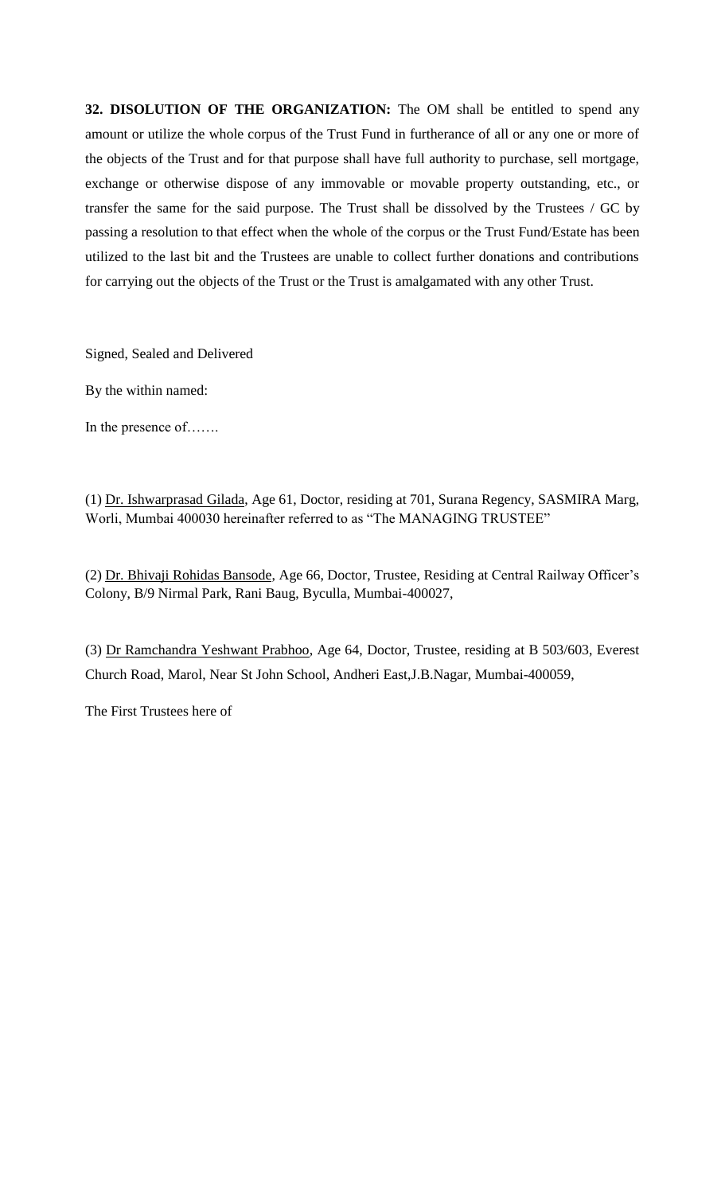**32. DISOLUTION OF THE ORGANIZATION:** The OM shall be entitled to spend any amount or utilize the whole corpus of the Trust Fund in furtherance of all or any one or more of the objects of the Trust and for that purpose shall have full authority to purchase, sell mortgage, exchange or otherwise dispose of any immovable or movable property outstanding, etc., or transfer the same for the said purpose. The Trust shall be dissolved by the Trustees / GC by passing a resolution to that effect when the whole of the corpus or the Trust Fund/Estate has been utilized to the last bit and the Trustees are unable to collect further donations and contributions for carrying out the objects of the Trust or the Trust is amalgamated with any other Trust.

Signed, Sealed and Delivered

By the within named:

In the presence of…….

(1) Dr. Ishwarprasad Gilada, Age 61, Doctor, residing at 701, Surana Regency, SASMIRA Marg, Worli, Mumbai 400030 hereinafter referred to as "The MANAGING TRUSTEE"

(2) Dr. Bhivaji Rohidas Bansode, Age 66, Doctor, Trustee, Residing at Central Railway Officer's Colony, B/9 Nirmal Park, Rani Baug, Byculla, Mumbai-400027,

(3) Dr Ramchandra Yeshwant Prabhoo, Age 64, Doctor, Trustee, residing at B 503/603, Everest Church Road, Marol, Near St John School, Andheri East,J.B.Nagar, Mumbai-400059,

The First Trustees here of